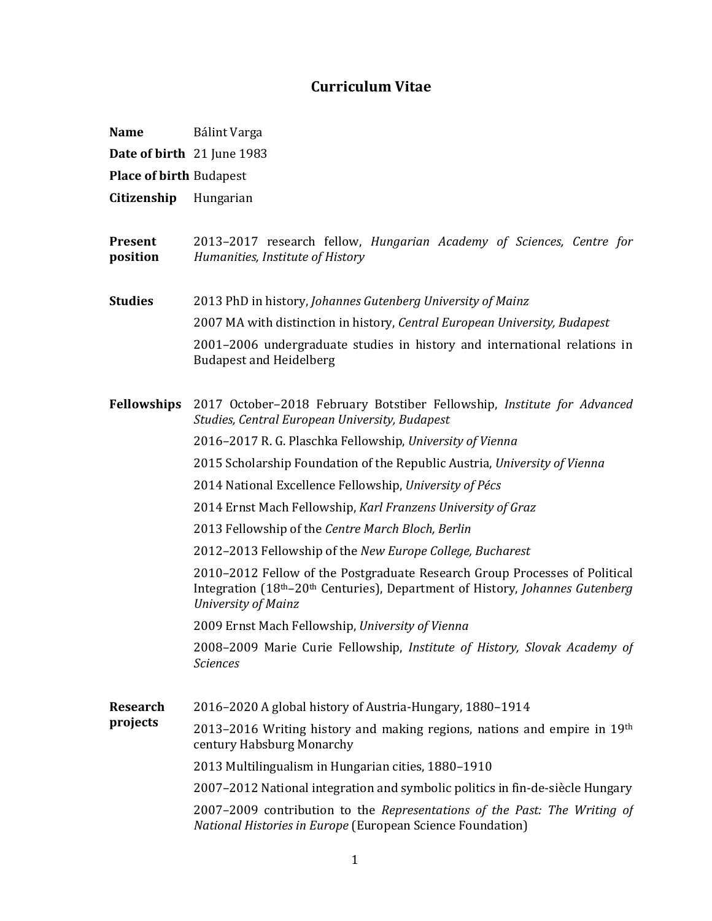# Curriculum Vitae

**Name** Bálint Varga

**Date of birth** 21 June 1983

**Place of birth** Budapest

**Citizenship** Hungarian

**Present position**

2013–2017 research fellow, *Hungarian Academy of Sciences, Centre for Humanities, Institute of History*

**Studies**

2013 PhD in history, *Johannes Gutenberg University of Mainz*

2007 MA with distinction in history, *Central European University, Budapest*

2001–2006 undergraduate studies in history and international relations in Budapest and Heidelberg

**Fellowships**

2017 October–2018 February Botstiber Fellowship, *Institute for Advanced Studies, Central European University, Budapest*

2016–2017 R. G. Plaschka Fellowship, *University of Vienna*

2015 Scholarship Foundation of the Republic Austria, *University of Vienna*

2014 National Excellence Fellowship, *University of Pécs*

2014 Ernst Mach Fellowship, *Karl Franzens University of Graz*

2013 Fellowship of the *Centre March Bloch, Berlin*

2012–2013 Fellowship of the *New Europe College, Bucharest*

2010–2012 Fellow of the Postgraduate Research Group Processes of Political Integration (18th–20th Centuries), Department of History, *Johannes Gutenberg University of Mainz*

2009 Ernst Mach Fellowship, *University of Vienna*

2008–2009 Marie Curie Fellowship, *Institute of History, Slovak Academy of Sciences*

**Research projects**

2016–2020 A global history of Austria-Hungary, 1880–1914

2013–2016 Writing history and making regions, nations and empire in 19th century Habsburg Monarchy

2013 Multilingualism in Hungarian cities, 1880–1910

2007–2012 National integration and symbolic politics in fin-de-siècle Hungary

2007–2009 contribution to the *Representations of the Past: The Writing of National Histories in Europe* (European Science Foundation)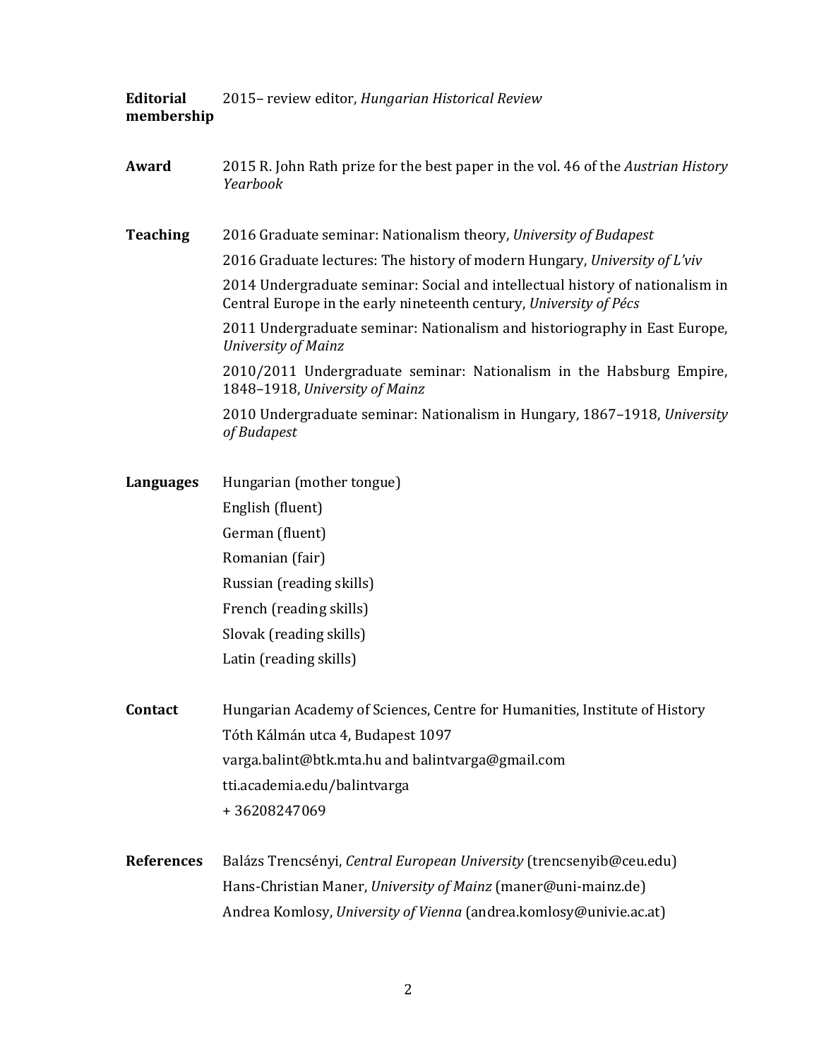**Editorial membership** 2015– review editor, *Hungarian Historical Review*

**Award** 2015 R. John Rath prize for the best paper in the vol. 46 of the *Austrian History Yearbook*

**Teaching**

2016 Graduate seminar: Nationalism theory, *University of Budapest*

2016 Graduate lectures: The history of modern Hungary, *University of L'viv*

2014 Undergraduate seminar: Social and intellectual history of nationalism in Central Europe in the early nineteenth century, *University of Pécs*

2011 Undergraduate seminar: Nationalism and historiography in East Europe, *University of Mainz*

2010/2011 Undergraduate seminar: Nationalism in the Habsburg Empire, 1848–1918, *University of Mainz*

2010 Undergraduate seminar: Nationalism in Hungary, 1867–1918, *University of Budapest*

**Languages**

Hungarian (mother tongue)

English (fluent)

German (fluent)

Romanian (fair)

Russian (reading skills)

French (reading skills)

Slovak (reading skills)

Latin (reading skills)

**Contact**

Hungarian Academy of Sciences, Centre for Humanities, Institute of History

Tóth Kálmán utca 4, Budapest 1097

varga.balint@btk.mta.hu and balintvarga@gmail.com

tti.academia.edu/balintvarga

+ 36208247069

**References**

Balázs Trencsényi, *Central European University* (trencsenyib@ceu.edu)

Hans-Christian Maner, *University of Mainz* (maner@uni-mainz.de)

Andrea Komlosy, *University of Vienna* (andrea.komlosy@univie.ac.at)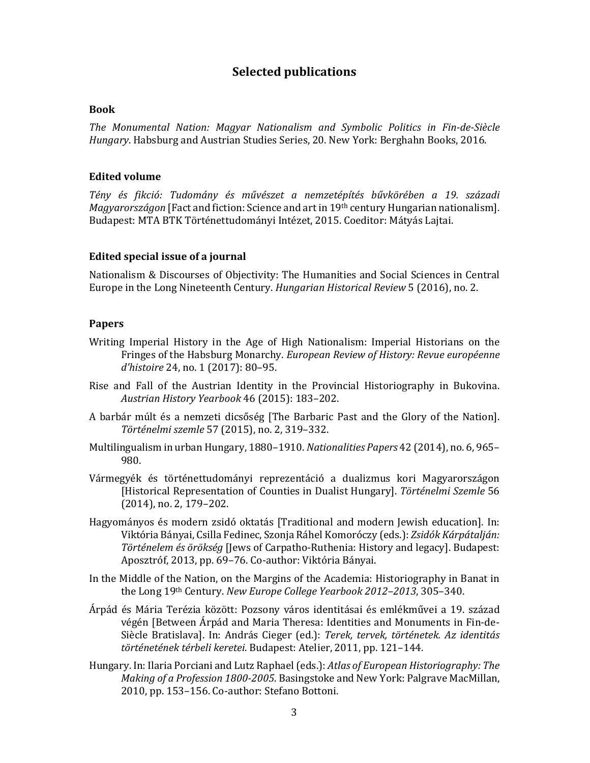## Selected publications

### Book

*The Monumental Nation: Magyar Nationalism and Symbolic Politics in Fin-de-Siècle Hungary*. Habsburg and Austrian Studies Series, 20. New York: Berghahn Books, 2016.

### Edited volume

*Tény és fikció: Tudomány és művészet a nemzetépítés bűvkörében a 19. századi Magyarországon* [Fact and fiction: Science and art in 19th century Hungarian nationalism]. Budapest: MTA BTK Történettudományi Intézet, 2015. Coeditor: Mátyás Lajtai.

### Edited special issue of a journal

Nationalism & Discourses of Objectivity: The Humanities and Social Sciences in Central Europe in the Long Nineteenth Century. *Hungarian Historical Review* 5 (2016), no. 2.

### Papers

Writing Imperial History in the Age of High Nationalism: Imperial Historians on the Fringes of the Habsburg Monarchy. *European Review of History: Revue européenne d'histoire* 24, no. 1 (2017): 80–95.

Rise and Fall of the Austrian Identity in the Provincial Historiography in Bukovina. *Austrian History Yearbook* 46 (2015): 183–202.

A barbár múlt és a nemzeti dicsőség [The Barbaric Past and the Glory of the Nation]. *Történelmi szemle* 57 (2015), no. 2, 319–332.

Multilingualism in urban Hungary, 1880–1910. *Nationalities Papers* 42 (2014), no. 6, 965–980.

Vármegyék és történettudományi reprezentáció a dualizmus kori Magyarországon [Historical Representation of Counties in Dualist Hungary]. *Történelmi Szemle* 56 (2014), no. 2, 179–202.

Hagyományos és modern zsidó oktatás [Traditional and modern Jewish education]. In: Viktória Bányai, Csilla Fedinec, Szonja Ráhel Komoróczy (eds.): *Zsidók Kárpátalján: Történelem és örökség* [Jews of Carpatho-Ruthenia: History and legacy]. Budapest: Aposztróf, 2013, pp. 69–76. Co-author: Viktória Bányai.

In the Middle of the Nation, on the Margins of the Academia: Historiography in Banat in the Long 19th Century. *New Europe College Yearbook 2012–2013*, 305–340.

Árpád és Mária Terézia között: Pozsony város identitásai és emlékművei a 19. század végén [Between Árpád and Maria Theresa: Identities and Monuments in Fin-de-Siècle Bratislava]. In: András Cieger (ed.): *Terek, tervek, történetek. Az identitás történetének térbeli keretei*. Budapest: Atelier, 2011, pp. 121–144.

Hungary. In: Ilaria Porciani and Lutz Raphael (eds.): *Atlas of European Historiography: The Making of a Profession 1800-2005*. Basingstoke and New York: Palgrave MacMillan, 2010, pp. 153–156. Co-author: Stefano Bottoni.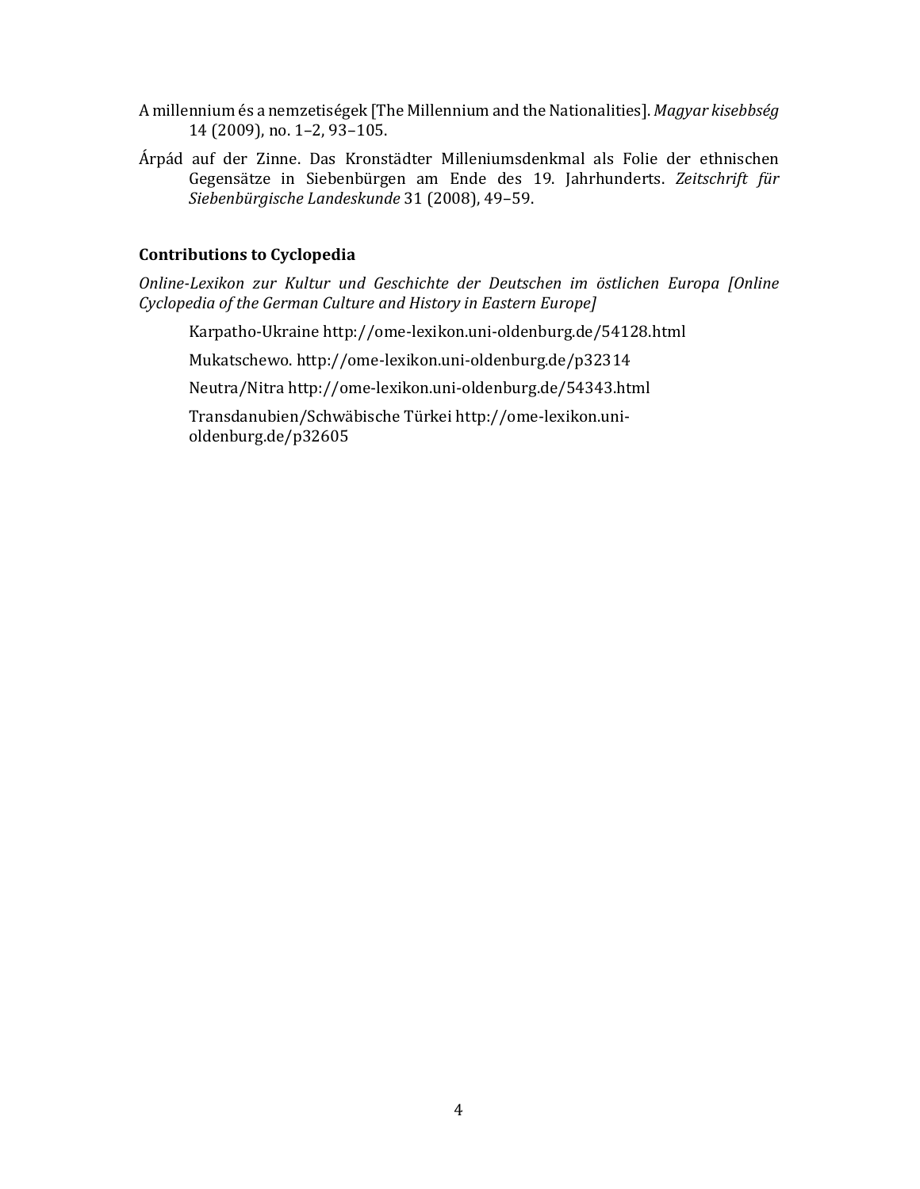A millennium és a nemzetiségek [The Millennium and the Nationalities]. *Magyar kisebbség* 14 (2009), no. 1–2, 93–105.

Árpád auf der Zinne. Das Kronstädter Milleniumsdenkmal als Folie der ethnischen Gegensätze in Siebenbürgen am Ende des 19. Jahrhunderts. *Zeitschrift für Siebenbürgische Landeskunde* 31 (2008), 49–59.

### Contributions to Cyclopedia

*Online-Lexikon zur Kultur und Geschichte der Deutschen im östlichen Europa [Online Cyclopedia of the German Culture and History in Eastern Europe]*

Karpatho-Ukraine http://ome-lexikon.uni-oldenburg.de/54128.html

Mukatschewo. http://ome-lexikon.uni-oldenburg.de/p32314

Neutra/Nitra http://ome-lexikon.uni-oldenburg.de/54343.html

Transdanubien/Schwäbische Türkei http://ome-lexikon.uni-oldenburg.de/p32605